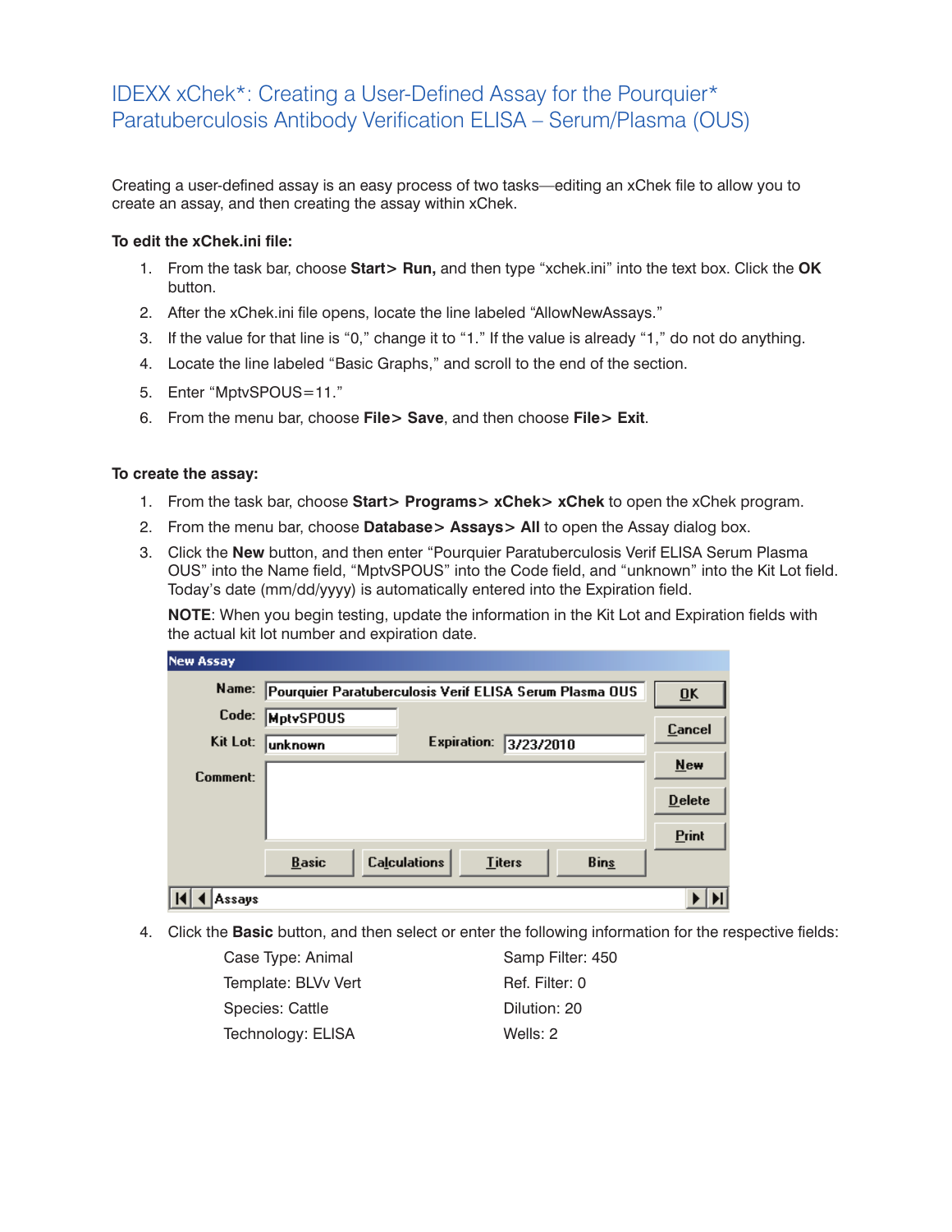# IDEXX xChek*: Creating a User-Defined Assay for the Pourquier* Paratuberculosis Antibody Verification ELISA – Serum/Plasma (OUS)

Creating a user-defined assay is an easy process of two tasks—editing an xChek file to allow you to create an assay, and then creating the assay within xChek.

**To edit the xChek.ini file:**

1. From the task bar, choose **Start> Run,** and then type "xchek.ini" into the text box. Click the **OK** button.
2. After the xChek.ini file opens, locate the line labeled "AllowNewAssays."
3. If the value for that line is "0," change it to "1." If the value is already "1," do not do anything.
4. Locate the line labeled "Basic Graphs," and scroll to the end of the section.
5. Enter "MptvSPOUS=11."
6. From the menu bar, choose **File> Save**, and then choose **File> Exit**.

**To create the assay:**

1. From the task bar, choose **Start> Programs> xChek> xChek** to open the xChek program.
2. From the menu bar, choose **Database> Assays> All** to open the Assay dialog box.
3. Click the **New** button, and then enter "Pourquier Paratuberculosis Verif ELISA Serum Plasma OUS" into the Name field, "MptvSPOUS" into the Code field, and "unknown" into the Kit Lot field. Today's date (mm/dd/yyyy) is automatically entered into the Expiration field.

   **NOTE**: When you begin testing, update the information in the Kit Lot and Expiration fields with the actual kit lot number and expiration date.

   New Assay

   Name: Pourquier Paratuberculosis Verif ELISA Serum Plasma OUS
   Code: MptvSPOUS
   Kit Lot: unknown   Expiration: 3/23/2010
   Comment:

   OK | Cancel | New | Delete | Print
   Basic | Calculations | Titers | Bins
   Assays

4. Click the **Basic** button, and then select or enter the following information for the respective fields:

   Case Type: Animal
   Template: BLVv Vert
   Species: Cattle
   Technology: ELISA
   Samp Filter: 450
   Ref. Filter: 0
   Dilution: 20
   Wells: 2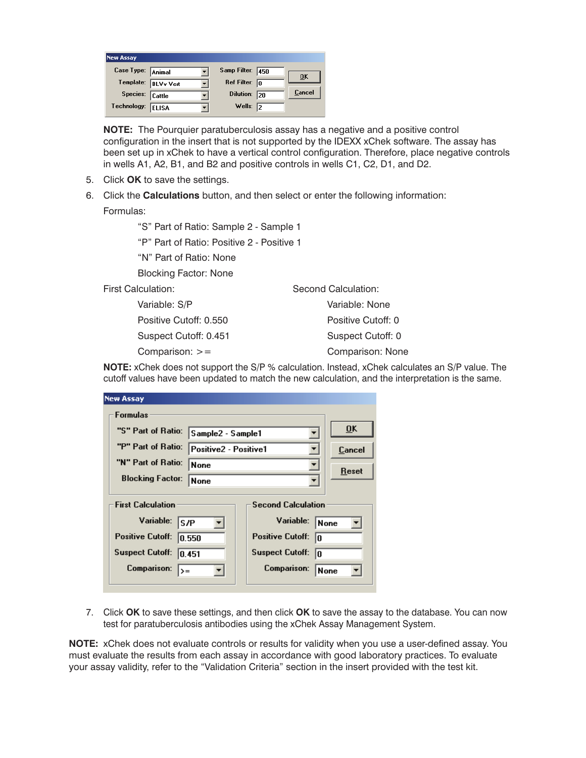**New Assay**

| | | | |
|---|---|---|---|
| Case Type: | Animal | Samp Filter: | 450 |
| Template: | BLVv Vert | Ref Filter: | 0 |
| Species: | Cattle | Dilution: | 20 |
| Technology: | ELISA | Wells: | 2 |

OK | Cancel

**NOTE:** The Pourquier paratuberculosis assay has a negative and a positive control configuration in the insert that is not supported by the IDEXX xChek software. The assay has been set up in xChek to have a vertical control configuration. Therefore, place negative controls in wells A1, A2, B1, and B2 and positive controls in wells C1, C2, D1, and D2.

5. Click **OK** to save the settings.
6. Click the **Calculations** button, and then select or enter the following information:

   Formulas:

   "S" Part of Ratio: Sample 2 - Sample 1

   "P" Part of Ratio: Positive 2 - Positive 1

   "N" Part of Ratio: None

   Blocking Factor: None

   First Calculation:

   Variable: S/P

   Positive Cutoff: 0.550

   Suspect Cutoff: 0.451

   Comparison: >=

   Second Calculation:

   Variable: None

   Positive Cutoff: 0

   Suspect Cutoff: 0

   Comparison: None

   **NOTE:** xChek does not support the S/P % calculation. Instead, xChek calculates an S/P value. The cutoff values have been updated to match the new calculation, and the interpretation is the same.

**New Assay**

Formulas

| | |
|---|---|
| "S" Part of Ratio: | Sample2 - Sample1 |
| "P" Part of Ratio: | Positive2 - Positive1 |
| "N" Part of Ratio: | None |
| Blocking Factor: | None |

OK | Cancel | Reset

| First Calculation | | Second Calculation | |
|---|---|---|---|
| Variable: | S/P | Variable: | None |
| Positive Cutoff: | 0.550 | Positive Cutoff: | 0 |
| Suspect Cutoff: | 0.451 | Suspect Cutoff: | 0 |
| Comparison: | >= | Comparison: | None |

7. Click **OK** to save these settings, and then click **OK** to save the assay to the database. You can now test for paratuberculosis antibodies using the xChek Assay Management System.

**NOTE:** xChek does not evaluate controls or results for validity when you use a user-defined assay. You must evaluate the results from each assay in accordance with good laboratory practices. To evaluate your assay validity, refer to the "Validation Criteria" section in the insert provided with the test kit.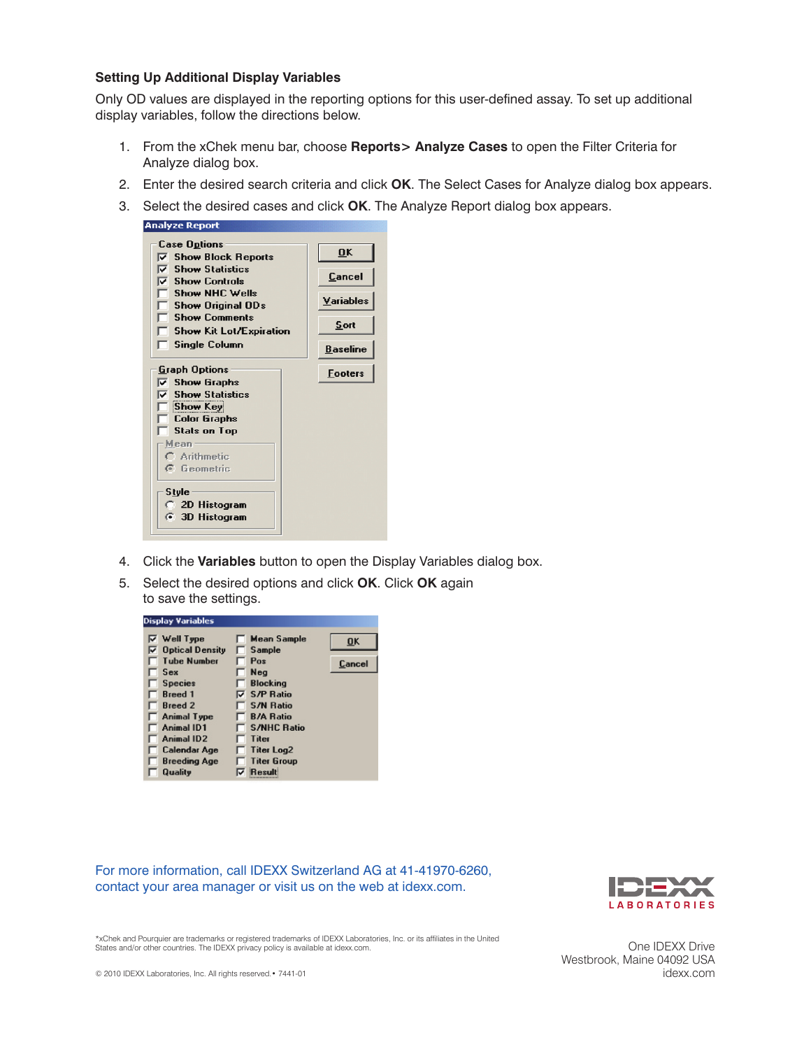### Setting Up Additional Display Variables

Only OD values are displayed in the reporting options for this user-defined assay. To set up additional display variables, follow the directions below.

1. From the xChek menu bar, choose **Reports> Analyze Cases** to open the Filter Criteria for Analyze dialog box.
2. Enter the desired search criteria and click **OK**. The Select Cases for Analyze dialog box appears.
3. Select the desired cases and click **OK**. The Analyze Report dialog box appears.

Analyze Report

Case Options
- [x] Show Block Reports
- [x] Show Statistics
- [x] Show Controls
- [ ] Show NHC Wells
- [ ] Show Original ODs
- [ ] Show Comments
- [ ] Show Kit Lot/Expiration
- [ ] Single Column

Graph Options
- [x] Show Graphs
- [x] Show Statistics
- [ ] Show Key
- [ ] Color Graphs
- [ ] Stats on Top

Mean
- ( ) Arithmetic
- (•) Geometric

Style
- ( ) 2D Histogram
- (•) 3D Histogram

OK | Cancel | Variables | Sort | Baseline | Footers

4. Click the **Variables** button to open the Display Variables dialog box.
5. Select the desired options and click **OK**. Click **OK** again to save the settings.

Display Variables

- [x] Well Type
- [x] Optical Density
- [ ] Tube Number
- [ ] Sex
- [ ] Species
- [ ] Breed 1
- [ ] Breed 2
- [ ] Animal Type
- [ ] Animal ID1
- [ ] Animal ID2
- [ ] Calendar Age
- [ ] Breeding Age
- [ ] Quality
- [ ] Mean Sample
- [ ] Sample
- [ ] Pos
- [ ] Neg
- [ ] Blocking
- [x] S/P Ratio
- [ ] S/N Ratio
- [ ] B/A Ratio
- [ ] S/NHC Ratio
- [ ] Titer
- [ ] Titer Log2
- [ ] Titer Group
- [x] Result

OK | Cancel

For more information, call IDEXX Switzerland AG at 41-41970-6260, contact your area manager or visit us on the web at idexx.com.

IDEXX LABORATORIES

*xChek and Pourquier are trademarks or registered trademarks of IDEXX Laboratories, Inc. or its affiliates in the United States and/or other countries. The IDEXX privacy policy is available at idexx.com.

© 2010 IDEXX Laboratories, Inc. All rights reserved. • 7441-01

One IDEXX Drive
Westbrook, Maine 04092 USA
idexx.com